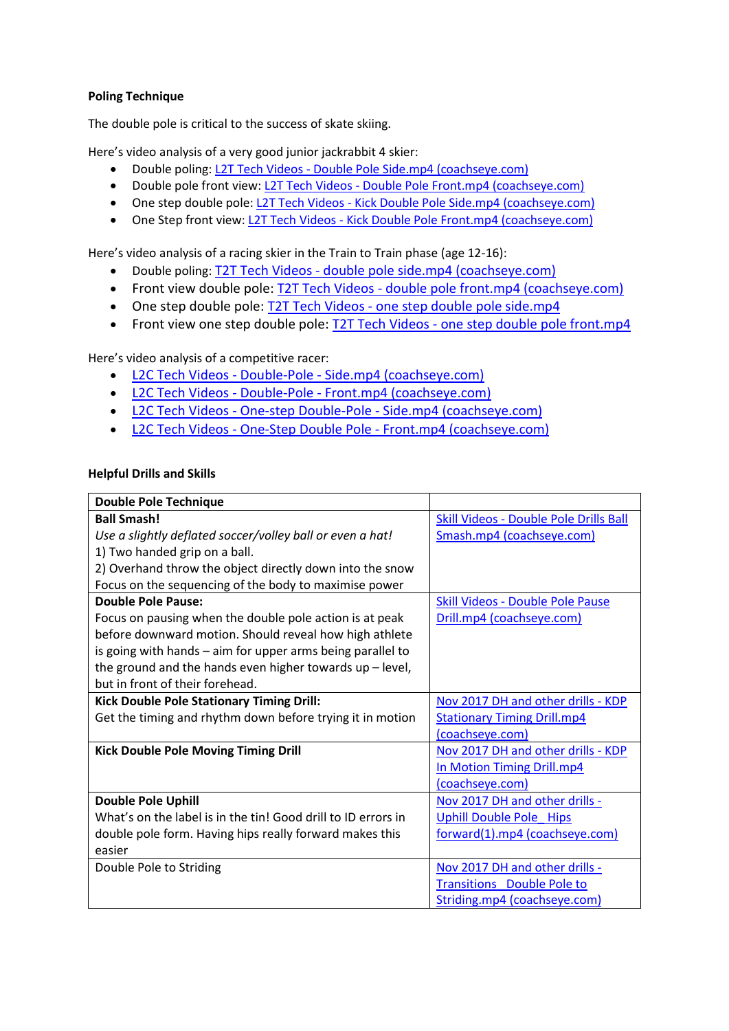**Poling Technique**

The double pole is critical to the success of skate skiing.

Here's video analysis of a very good junior jackrabbit 4 skier:

- Double poling: L2T Tech Videos - Double Pole Side.mp4 (coachseye.com)
- Double pole front view: L2T Tech Videos - Double Pole Front.mp4 (coachseye.com)
- One step double pole: L2T Tech Videos - Kick Double Pole Side.mp4 (coachseye.com)
- One Step front view: L2T Tech Videos - Kick Double Pole Front.mp4 (coachseye.com)

Here's video analysis of a racing skier in the Train to Train phase (age 12-16):

- Double poling: T2T Tech Videos - double pole side.mp4 (coachseye.com)
- Front view double pole: T2T Tech Videos - double pole front.mp4 (coachseye.com)
- One step double pole: T2T Tech Videos - one step double pole side.mp4
- Front view one step double pole: T2T Tech Videos - one step double pole front.mp4

Here's video analysis of a competitive racer:

- L2C Tech Videos - Double-Pole - Side.mp4 (coachseye.com)
- L2C Tech Videos - Double-Pole - Front.mp4 (coachseye.com)
- L2C Tech Videos - One-step Double-Pole - Side.mp4 (coachseye.com)
- L2C Tech Videos - One-Step Double Pole - Front.mp4 (coachseye.com)

**Helpful Drills and Skills**

| **Double Pole Technique** | |
|---|---|
| **Ball Smash!**<br>*Use a slightly deflated soccer/volley ball or even a hat!*<br>1) Two handed grip on a ball.<br>2) Overhand throw the object directly down into the snow<br>Focus on the sequencing of the body to maximise power | Skill Videos - Double Pole Drills Ball Smash.mp4 (coachseye.com) |
| **Double Pole Pause:**<br>Focus on pausing when the double pole action is at peak before downward motion. Should reveal how high athlete is going with hands – aim for upper arms being parallel to the ground and the hands even higher towards up – level, but in front of their forehead. | Skill Videos - Double Pole Pause Drill.mp4 (coachseye.com) |
| **Kick Double Pole Stationary Timing Drill:**<br>Get the timing and rhythm down before trying it in motion | Nov 2017 DH and other drills - KDP Stationary Timing Drill.mp4 (coachseye.com) |
| **Kick Double Pole Moving Timing Drill** | Nov 2017 DH and other drills - KDP In Motion Timing Drill.mp4 (coachseye.com) |
| **Double Pole Uphill**<br>What's on the label is in the tin! Good drill to ID errors in double pole form. Having hips really forward makes this easier | Nov 2017 DH and other drills - Uphill Double Pole_ Hips forward(1).mp4 (coachseye.com) |
| Double Pole to Striding | Nov 2017 DH and other drills - Transitions_ Double Pole to Striding.mp4 (coachseye.com) |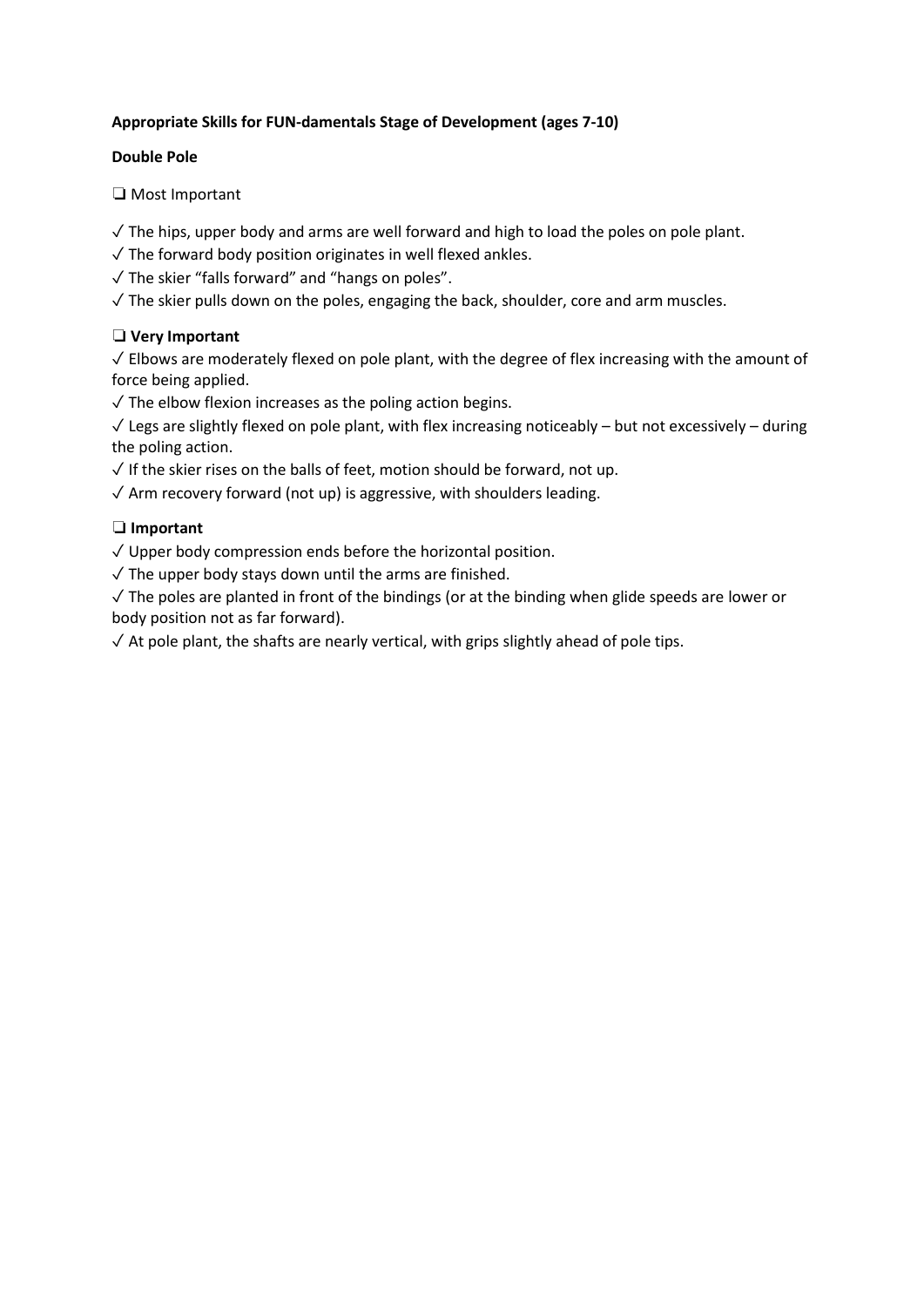**Appropriate Skills for FUN-damentals Stage of Development (ages 7-10)**

**Double Pole**

❑ Most Important

✓ The hips, upper body and arms are well forward and high to load the poles on pole plant.
✓ The forward body position originates in well flexed ankles.
✓ The skier "falls forward" and "hangs on poles".
✓ The skier pulls down on the poles, engaging the back, shoulder, core and arm muscles.

❑ **Very Important**

✓ Elbows are moderately flexed on pole plant, with the degree of flex increasing with the amount of force being applied.
✓ The elbow flexion increases as the poling action begins.
✓ Legs are slightly flexed on pole plant, with flex increasing noticeably – but not excessively – during the poling action.
✓ If the skier rises on the balls of feet, motion should be forward, not up.
✓ Arm recovery forward (not up) is aggressive, with shoulders leading.

❑ **Important**

✓ Upper body compression ends before the horizontal position.
✓ The upper body stays down until the arms are finished.
✓ The poles are planted in front of the bindings (or at the binding when glide speeds are lower or body position not as far forward).
✓ At pole plant, the shafts are nearly vertical, with grips slightly ahead of pole tips.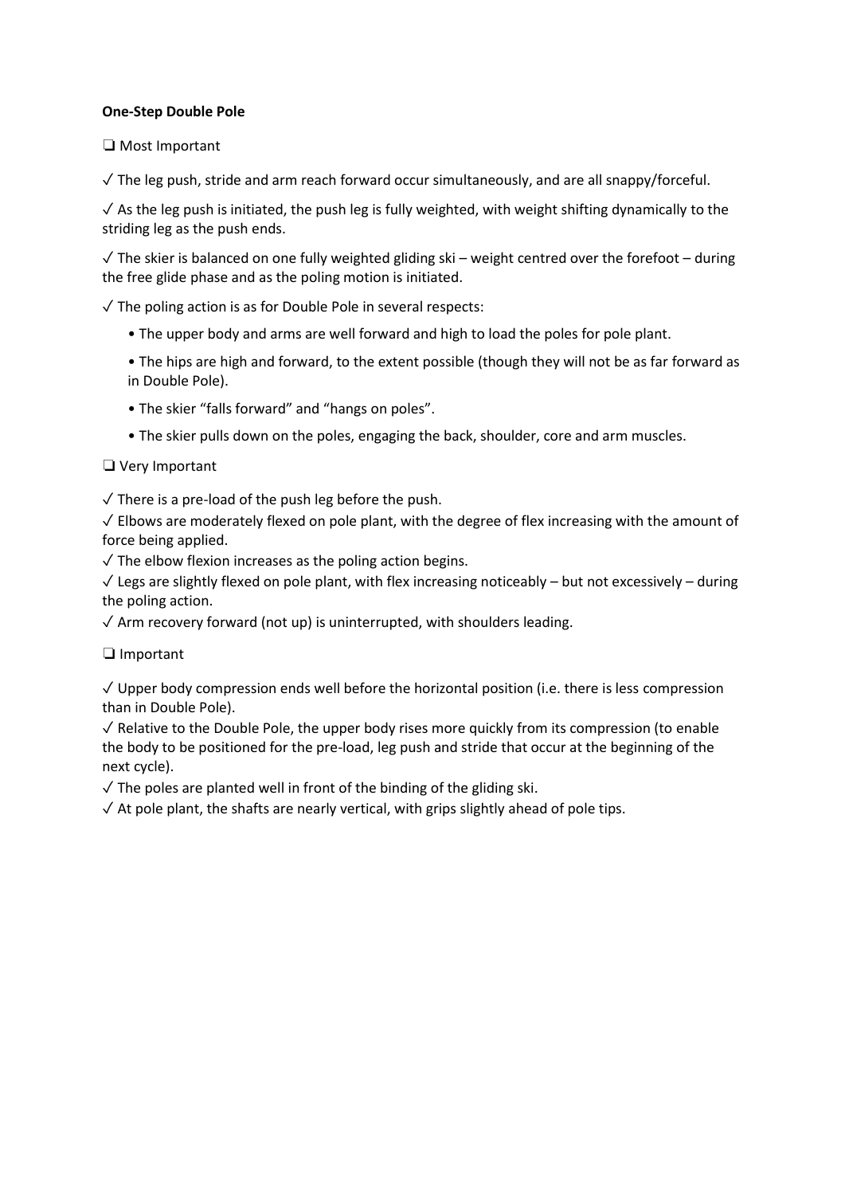**One-Step Double Pole**

❑ Most Important

✓ The leg push, stride and arm reach forward occur simultaneously, and are all snappy/forceful.

✓ As the leg push is initiated, the push leg is fully weighted, with weight shifting dynamically to the striding leg as the push ends.

✓ The skier is balanced on one fully weighted gliding ski – weight centred over the forefoot – during the free glide phase and as the poling motion is initiated.

✓ The poling action is as for Double Pole in several respects:

- The upper body and arms are well forward and high to load the poles for pole plant.
- The hips are high and forward, to the extent possible (though they will not be as far forward as in Double Pole).
- The skier "falls forward" and "hangs on poles".
- The skier pulls down on the poles, engaging the back, shoulder, core and arm muscles.

❑ Very Important

✓ There is a pre-load of the push leg before the push.

✓ Elbows are moderately flexed on pole plant, with the degree of flex increasing with the amount of force being applied.

✓ The elbow flexion increases as the poling action begins.

✓ Legs are slightly flexed on pole plant, with flex increasing noticeably – but not excessively – during the poling action.

✓ Arm recovery forward (not up) is uninterrupted, with shoulders leading.

❑ Important

✓ Upper body compression ends well before the horizontal position (i.e. there is less compression than in Double Pole).

✓ Relative to the Double Pole, the upper body rises more quickly from its compression (to enable the body to be positioned for the pre-load, leg push and stride that occur at the beginning of the next cycle).

✓ The poles are planted well in front of the binding of the gliding ski.

✓ At pole plant, the shafts are nearly vertical, with grips slightly ahead of pole tips.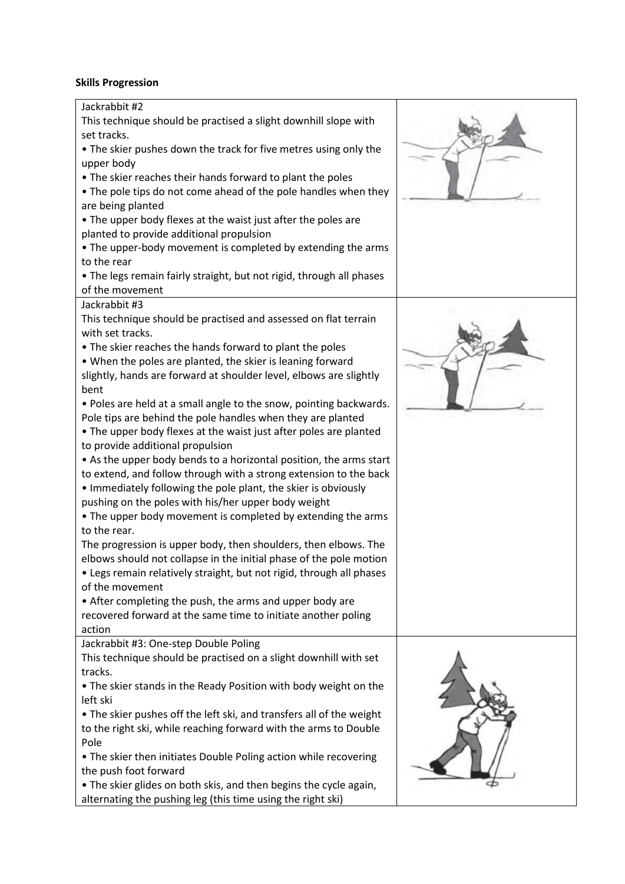**Skills Progression**

| | |
|---|---|
| Jackrabbit #2<br>This technique should be practised a slight downhill slope with set tracks.<br>• The skier pushes down the track for five metres using only the upper body<br>• The skier reaches their hands forward to plant the poles<br>• The pole tips do not come ahead of the pole handles when they are being planted<br>• The upper body flexes at the waist just after the poles are planted to provide additional propulsion<br>• The upper-body movement is completed by extending the arms to the rear<br>• The legs remain fairly straight, but not rigid, through all phases of the movement | |
| Jackrabbit #3<br>This technique should be practised and assessed on flat terrain with set tracks.<br>• The skier reaches the hands forward to plant the poles<br>• When the poles are planted, the skier is leaning forward slightly, hands are forward at shoulder level, elbows are slightly bent<br>• Poles are held at a small angle to the snow, pointing backwards. Pole tips are behind the pole handles when they are planted<br>• The upper body flexes at the waist just after poles are planted to provide additional propulsion<br>• As the upper body bends to a horizontal position, the arms start to extend, and follow through with a strong extension to the back<br>• Immediately following the pole plant, the skier is obviously pushing on the poles with his/her upper body weight<br>• The upper body movement is completed by extending the arms to the rear.<br>The progression is upper body, then shoulders, then elbows. The elbows should not collapse in the initial phase of the pole motion<br>• Legs remain relatively straight, but not rigid, through all phases of the movement<br>• After completing the push, the arms and upper body are recovered forward at the same time to initiate another poling action | |
| Jackrabbit #3: One-step Double Poling<br>This technique should be practised on a slight downhill with set tracks.<br>• The skier stands in the Ready Position with body weight on the left ski<br>• The skier pushes off the left ski, and transfers all of the weight to the right ski, while reaching forward with the arms to Double Pole<br>• The skier then initiates Double Poling action while recovering the push foot forward<br>• The skier glides on both skis, and then begins the cycle again, alternating the pushing leg (this time using the right ski) | |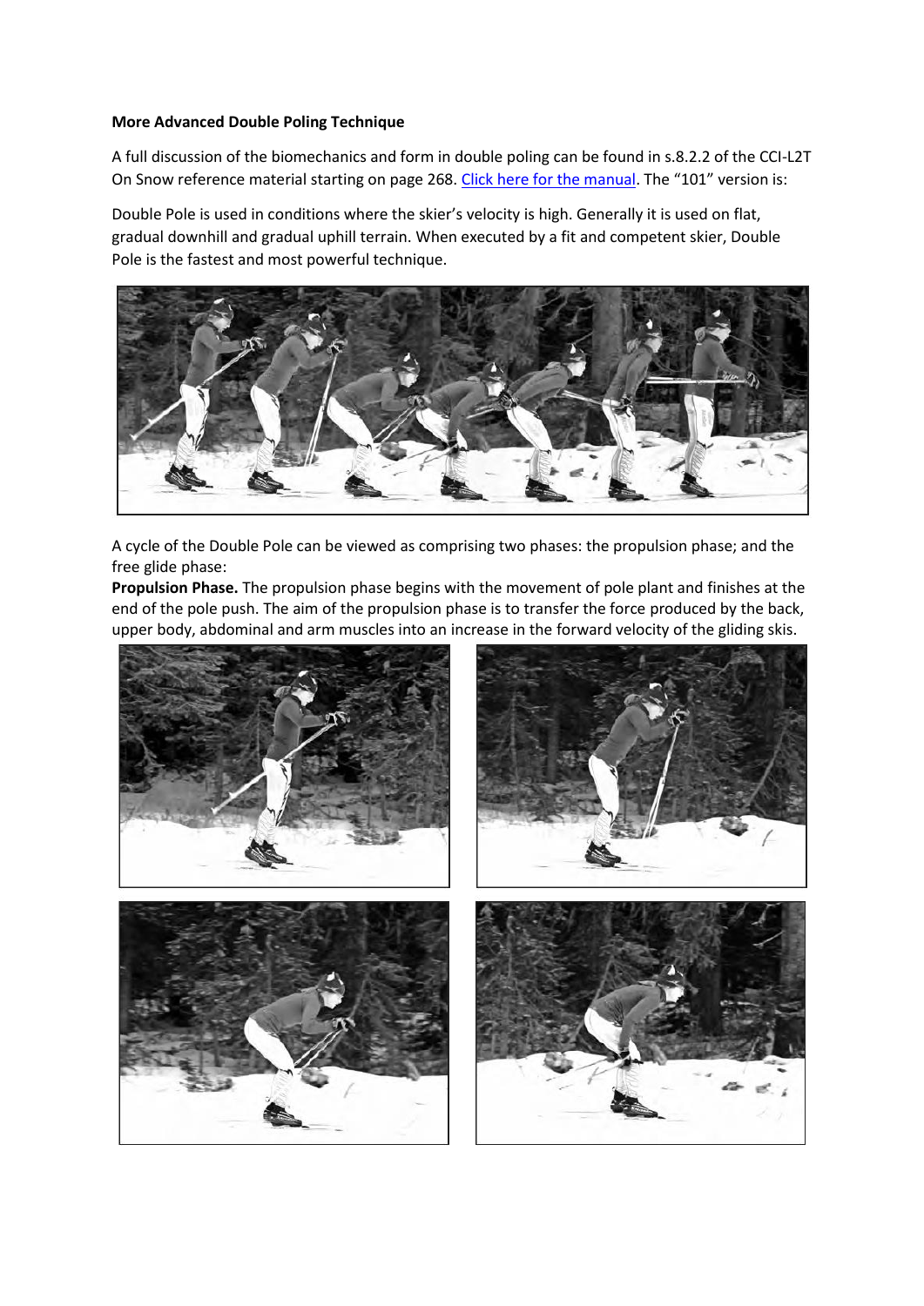**More Advanced Double Poling Technique**

A full discussion of the biomechanics and form in double poling can be found in s.8.2.2 of the CCI-L2T On Snow reference material starting on page 268. [Click here for the manual](). The "101" version is:

Double Pole is used in conditions where the skier's velocity is high. Generally it is used on flat, gradual downhill and gradual uphill terrain. When executed by a fit and competent skier, Double Pole is the fastest and most powerful technique.

A cycle of the Double Pole can be viewed as comprising two phases: the propulsion phase; and the free glide phase:

**Propulsion Phase.** The propulsion phase begins with the movement of pole plant and finishes at the end of the pole push. The aim of the propulsion phase is to transfer the force produced by the back, upper body, abdominal and arm muscles into an increase in the forward velocity of the gliding skis.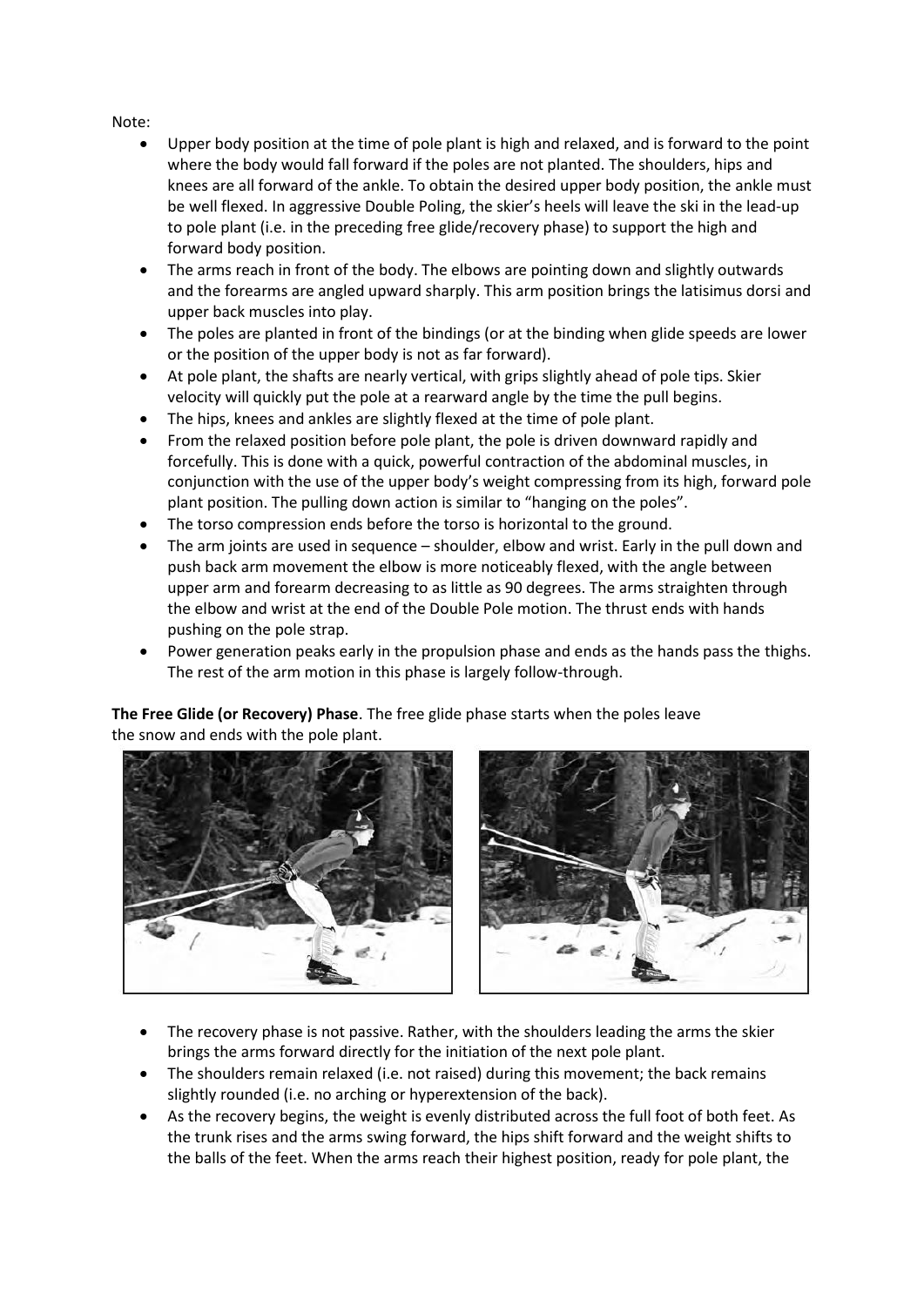Note:

- Upper body position at the time of pole plant is high and relaxed, and is forward to the point where the body would fall forward if the poles are not planted. The shoulders, hips and knees are all forward of the ankle. To obtain the desired upper body position, the ankle must be well flexed. In aggressive Double Poling, the skier's heels will leave the ski in the lead-up to pole plant (i.e. in the preceding free glide/recovery phase) to support the high and forward body position.
- The arms reach in front of the body. The elbows are pointing down and slightly outwards and the forearms are angled upward sharply. This arm position brings the latisimus dorsi and upper back muscles into play.
- The poles are planted in front of the bindings (or at the binding when glide speeds are lower or the position of the upper body is not as far forward).
- At pole plant, the shafts are nearly vertical, with grips slightly ahead of pole tips. Skier velocity will quickly put the pole at a rearward angle by the time the pull begins.
- The hips, knees and ankles are slightly flexed at the time of pole plant.
- From the relaxed position before pole plant, the pole is driven downward rapidly and forcefully. This is done with a quick, powerful contraction of the abdominal muscles, in conjunction with the use of the upper body's weight compressing from its high, forward pole plant position. The pulling down action is similar to "hanging on the poles".
- The torso compression ends before the torso is horizontal to the ground.
- The arm joints are used in sequence – shoulder, elbow and wrist. Early in the pull down and push back arm movement the elbow is more noticeably flexed, with the angle between upper arm and forearm decreasing to as little as 90 degrees. The arms straighten through the elbow and wrist at the end of the Double Pole motion. The thrust ends with hands pushing on the pole strap.
- Power generation peaks early in the propulsion phase and ends as the hands pass the thighs. The rest of the arm motion in this phase is largely follow-through.

**The Free Glide (or Recovery) Phase**. The free glide phase starts when the poles leave the snow and ends with the pole plant.

- The recovery phase is not passive. Rather, with the shoulders leading the arms the skier brings the arms forward directly for the initiation of the next pole plant.
- The shoulders remain relaxed (i.e. not raised) during this movement; the back remains slightly rounded (i.e. no arching or hyperextension of the back).
- As the recovery begins, the weight is evenly distributed across the full foot of both feet. As the trunk rises and the arms swing forward, the hips shift forward and the weight shifts to the balls of the feet. When the arms reach their highest position, ready for pole plant, the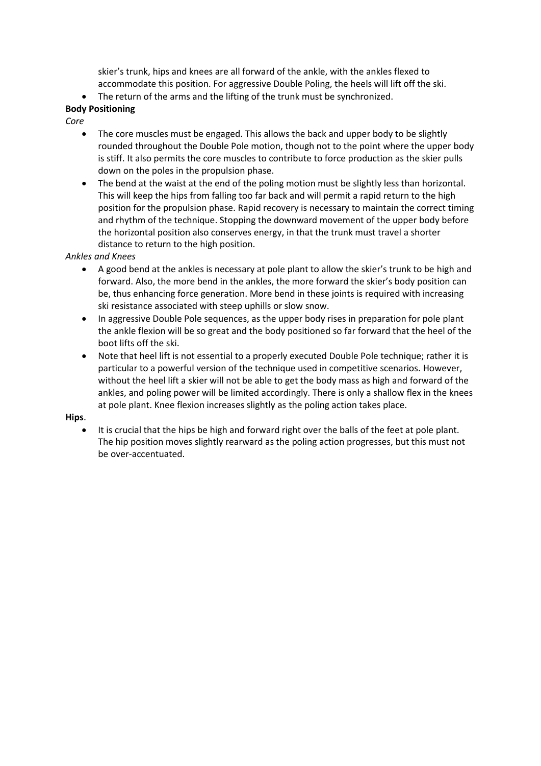skier's trunk, hips and knees are all forward of the ankle, with the ankles flexed to accommodate this position. For aggressive Double Poling, the heels will lift off the ski.

- The return of the arms and the lifting of the trunk must be synchronized.

**Body Positioning**

*Core*

- The core muscles must be engaged. This allows the back and upper body to be slightly rounded throughout the Double Pole motion, though not to the point where the upper body is stiff. It also permits the core muscles to contribute to force production as the skier pulls down on the poles in the propulsion phase.
- The bend at the waist at the end of the poling motion must be slightly less than horizontal. This will keep the hips from falling too far back and will permit a rapid return to the high position for the propulsion phase. Rapid recovery is necessary to maintain the correct timing and rhythm of the technique. Stopping the downward movement of the upper body before the horizontal position also conserves energy, in that the trunk must travel a shorter distance to return to the high position.

*Ankles and Knees*

- A good bend at the ankles is necessary at pole plant to allow the skier's trunk to be high and forward. Also, the more bend in the ankles, the more forward the skier's body position can be, thus enhancing force generation. More bend in these joints is required with increasing ski resistance associated with steep uphills or slow snow.
- In aggressive Double Pole sequences, as the upper body rises in preparation for pole plant the ankle flexion will be so great and the body positioned so far forward that the heel of the boot lifts off the ski.
- Note that heel lift is not essential to a properly executed Double Pole technique; rather it is particular to a powerful version of the technique used in competitive scenarios. However, without the heel lift a skier will not be able to get the body mass as high and forward of the ankles, and poling power will be limited accordingly. There is only a shallow flex in the knees at pole plant. Knee flexion increases slightly as the poling action takes place.

**Hips**.

- It is crucial that the hips be high and forward right over the balls of the feet at pole plant. The hip position moves slightly rearward as the poling action progresses, but this must not be over-accentuated.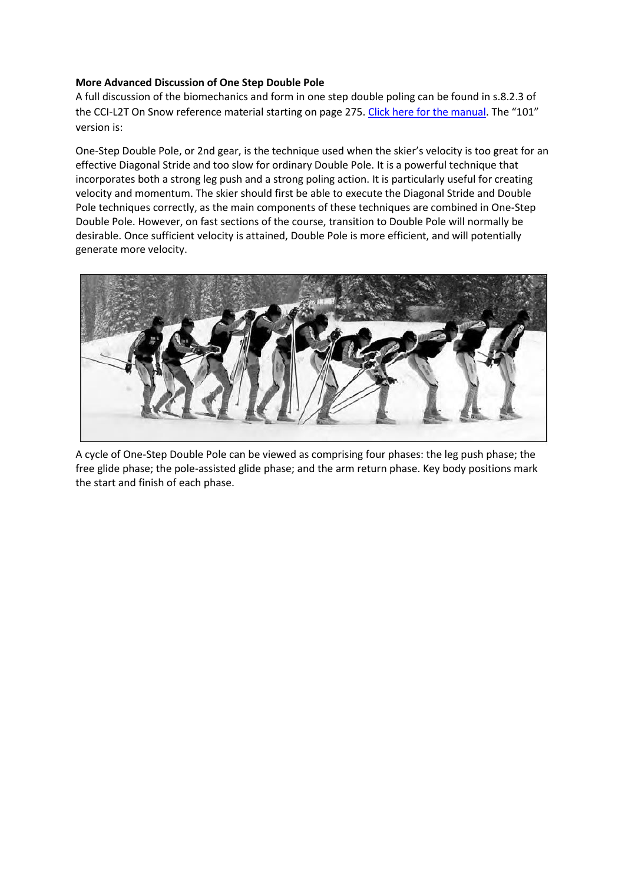**More Advanced Discussion of One Step Double Pole**

A full discussion of the biomechanics and form in one step double poling can be found in s.8.2.3 of the CCI-L2T On Snow reference material starting on page 275. Click here for the manual. The "101" version is:

One-Step Double Pole, or 2nd gear, is the technique used when the skier's velocity is too great for an effective Diagonal Stride and too slow for ordinary Double Pole. It is a powerful technique that incorporates both a strong leg push and a strong poling action. It is particularly useful for creating velocity and momentum. The skier should first be able to execute the Diagonal Stride and Double Pole techniques correctly, as the main components of these techniques are combined in One-Step Double Pole. However, on fast sections of the course, transition to Double Pole will normally be desirable. Once sufficient velocity is attained, Double Pole is more efficient, and will potentially generate more velocity.

A cycle of One-Step Double Pole can be viewed as comprising four phases: the leg push phase; the free glide phase; the pole-assisted glide phase; and the arm return phase. Key body positions mark the start and finish of each phase.